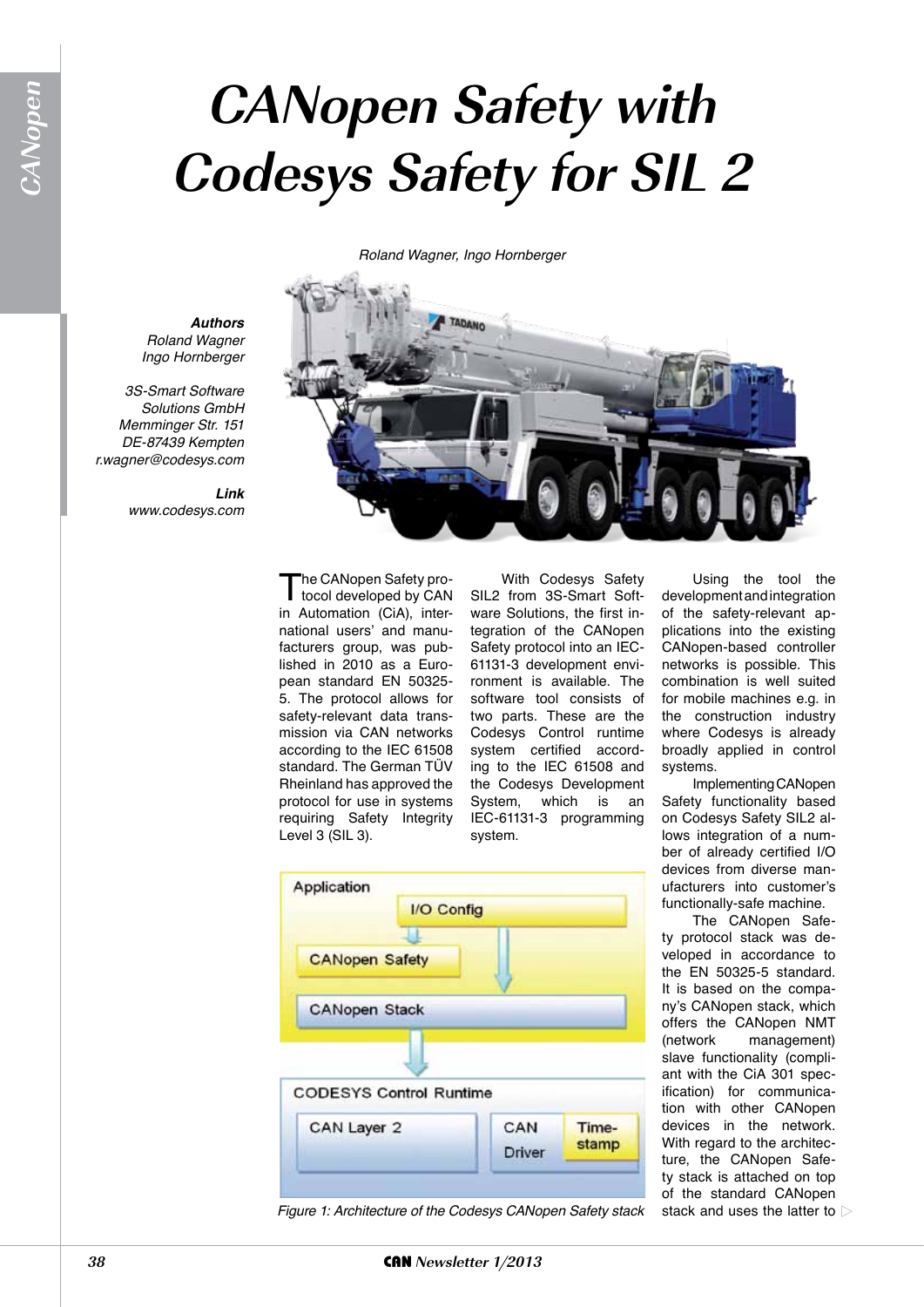# CANopen Safety with Codesys Safety for SIL 2

*Roland Wagner, Ingo Hornberger*

***Authors***
*Roland Wagner*
*Ingo Hornberger*

*3S-Smart Software Solutions GmbH*
*Memminger Str. 151*
*DE-87439 Kempten*
*r.wagner@codesys.com*

***Link***
*www.codesys.com*

The CANopen Safety protocol developed by CAN in Automation (CiA), international users' and manufacturers group, was published in 2010 as a European standard EN 50325-5. The protocol allows for safety-relevant data transmission via CAN networks according to the IEC 61508 standard. The German TÜV Rheinland has approved the protocol for use in systems requiring Safety Integrity Level 3 (SIL 3).

With Codesys Safety SIL2 from 3S-Smart Software Solutions, the first integration of the CANopen Safety protocol into an IEC-61131-3 development environment is available. The software tool consists of two parts. These are the Codesys Control runtime system certified according to the IEC 61508 and the Codesys Development System, which is an IEC-61131-3 programming system.

Application
I/O Config
CANopen Safety
CANopen Stack
CODESYS Control Runtime
CAN Layer 2
CAN Driver
Time-stamp

*Figure 1: Architecture of the Codesys CANopen Safety stack*

Using the tool the development and integration of the safety-relevant applications into the existing CANopen-based controller networks is possible. This combination is well suited for mobile machines e.g. in the construction industry where Codesys is already broadly applied in control systems.

Implementing CANopen Safety functionality based on Codesys Safety SIL2 allows integration of a number of already certified I/O devices from diverse manufacturers into customer's functionally-safe machine.

The CANopen Safety protocol stack was developed in accordance to the EN 50325-5 standard. It is based on the company's CANopen stack, which offers the CANopen NMT (network management) slave functionality (compliant with the CiA 301 specification) for communication with other CANopen devices in the network. With regard to the architecture, the CANopen Safety stack is attached on top of the standard CANopen stack and uses the latter to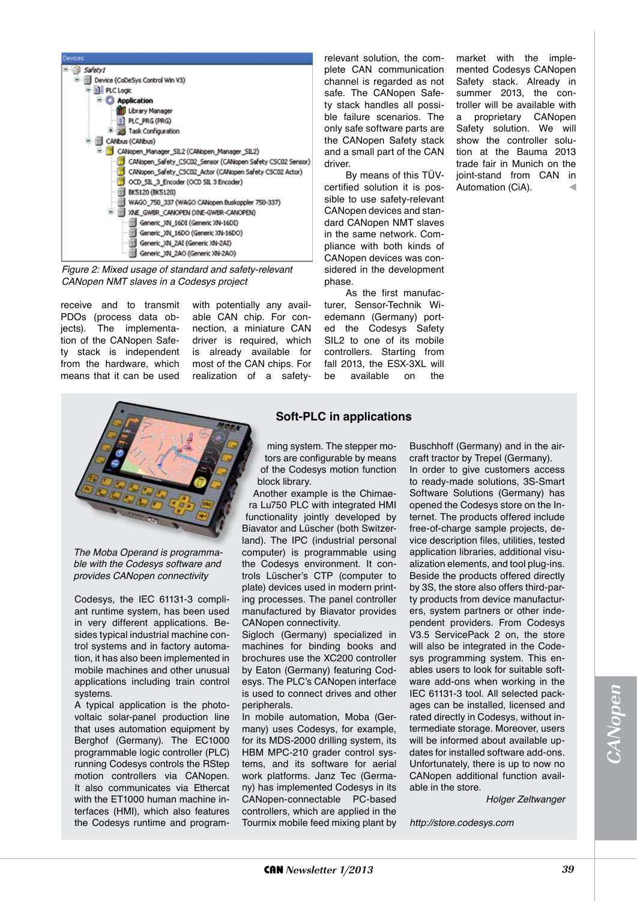Figure 2: Mixed usage of standard and safety-relevant CANopen NMT slaves in a Codesys project

receive and to transmit PDOs (process data objects). The implementation of the CANopen Safety stack is independent from the hardware, which means that it can be used with potentially any available CAN chip. For connection, a miniature CAN driver is required, which is already available for most of the CAN chips. For realization of a safety-relevant solution, the complete CAN communication channel is regarded as not safe. The CANopen Safety stack handles all possible failure scenarios. The only safe software parts are the CANopen Safety stack and a small part of the CAN driver.

By means of this TÜV-certified solution it is possible to use safety-relevant CANopen devices and standard CANopen NMT slaves in the same network. Compliance with both kinds of CANopen devices was considered in the development phase.

As the first manufacturer, Sensor-Technik Wiedemann (Germany) ported the Codesys Safety SIL2 to one of its mobile controllers. Starting from fall 2013, the ESX-3XL will be available on the market with the implemented Codesys CANopen Safety stack. Already in summer 2013, the controller will be available with a proprietary CANopen Safety solution. We will show the controller solution at the Bauma 2013 trade fair in Munich on the joint-stand from CAN in Automation (CiA).

## Soft-PLC in applications

The Moba Operand is programmable with the Codesys software and provides CANopen connectivity

Codesys, the IEC 61131-3 compliant runtime system, has been used in very different applications. Besides typical industrial machine control systems and in factory automation, it has also been implemented in mobile machines and other unusual applications including train control systems.

A typical application is the photovoltaic solar-panel production line that uses automation equipment by Berghof (Germany). The EC1000 programmable logic controller (PLC) running Codesys controls the RStep motion controllers via CANopen. It also communicates via Ethercat with the ET1000 human machine interfaces (HMI), which also features the Codesys runtime and programming system. The stepper motors are configurable by means of the Codesys motion function block library.

Another example is the Chiamera Lu750 PLC with integrated HMI functionality jointly developed by Biavator and Lüscher (both Switzerland). The IPC (industrial personal computer) is programmable using the Codesys environment. It controls Lüscher's CTP (computer to plate) devices used in modern printing processes. The panel controller manufactured by Biavator provides CANopen connectivity.

Sigloch (Germany) specialized in machines for binding books and brochures use the XC200 controller by Eaton (Germany) featuring Codesys. The PLC's CANopen interface is used to connect drives and other peripherals.

In mobile automation, Moba (Germany) uses Codesys, for example, for its MDS-2000 drilling system, its HBM MPC-210 grader control systems, and its software for aerial work platforms. Janz Tec (Germany) has implemented Codesys in its CANopen-connectable PC-based controllers, which are applied in the Tourmix mobile feed mixing plant by Buschhoff (Germany) and in the aircraft tractor by Trepel (Germany).

In order to give customers access to ready-made solutions, 3S-Smart Software Solutions (Germany) has opened the Codesys store on the Internet. The products offered include free-of-charge sample projects, device description files, utilities, tested application libraries, additional visualization elements, and tool plug-ins. Beside the products offered directly by 3S, the store also offers third-party products from device manufacturers, system partners or other independent providers. From Codesys V3.5 ServicePack 2 on, the store will also be integrated in the Codesys programming system. This enables users to look for suitable software add-ons when working in the IEC 61131-3 tool. All selected packages can be installed, licensed and rated directly in Codesys, without intermediate storage. Moreover, users will be informed about available updates for installed software add-ons. Unfortunately, there is up to now no CANopen additional function available in the store.

*Holger Zeltwanger*

*http://store.codesys.com*